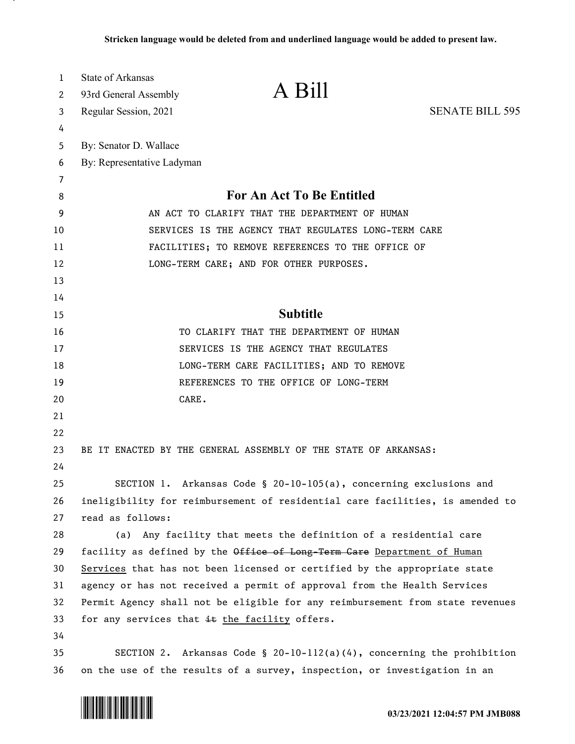**Stricken language would be deleted from and underlined language would be added to present law.**

State of Arkansas
93rd General Assembly
Regular Session, 2021

# A Bill

SENATE BILL 595

By: Senator D. Wallace
By: Representative Ladyman

## For An Act To Be Entitled

AN ACT TO CLARIFY THAT THE DEPARTMENT OF HUMAN SERVICES IS THE AGENCY THAT REGULATES LONG-TERM CARE FACILITIES; TO REMOVE REFERENCES TO THE OFFICE OF LONG-TERM CARE; AND FOR OTHER PURPOSES.

## Subtitle

TO CLARIFY THAT THE DEPARTMENT OF HUMAN SERVICES IS THE AGENCY THAT REGULATES LONG-TERM CARE FACILITIES; AND TO REMOVE REFERENCES TO THE OFFICE OF LONG-TERM CARE.

BE IT ENACTED BY THE GENERAL ASSEMBLY OF THE STATE OF ARKANSAS:

SECTION 1. Arkansas Code § 20-10-105(a), concerning exclusions and ineligibility for reimbursement of residential care facilities, is amended to read as follows:

(a) Any facility that meets the definition of a residential care facility as defined by the ~~Office of Long-Term Care~~ <u>Department of Human Services</u> that has not been licensed or certified by the appropriate state agency or has not received a permit of approval from the Health Services Permit Agency shall not be eligible for any reimbursement from state revenues for any services that ~~it~~ <u>the facility</u> offers.

SECTION 2. Arkansas Code § 20-10-112(a)(4), concerning the prohibition on the use of the results of a survey, inspection, or investigation in an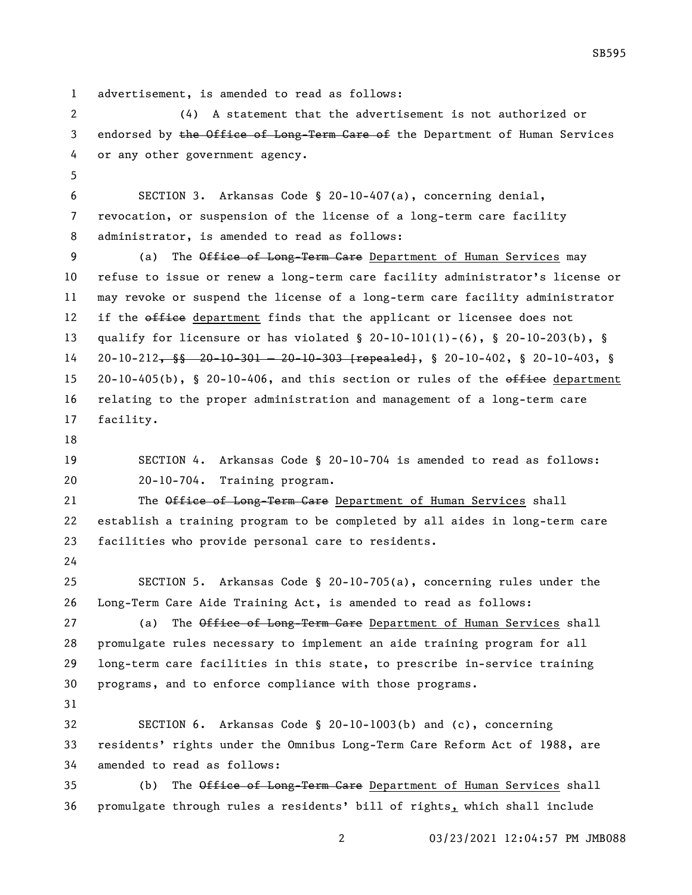advertisement, is amended to read as follows:

(4) A statement that the advertisement is not authorized or endorsed by ~~the Office of Long-Term Care of~~ the Department of Human Services or any other government agency.

SECTION 3. Arkansas Code § 20-10-407(a), concerning denial, revocation, or suspension of the license of a long-term care facility administrator, is amended to read as follows:

(a) The ~~Office of Long-Term Care~~ <u>Department of Human Services</u> may refuse to issue or renew a long-term care facility administrator's license or may revoke or suspend the license of a long-term care facility administrator if the ~~office~~ <u>department</u> finds that the applicant or licensee does not qualify for licensure or has violated § 20-10-101(1)-(6), § 20-10-203(b), § 20-10-212~~, §§ 20-10-301 — 20-10-303 [repealed]~~, § 20-10-402, § 20-10-403, § 20-10-405(b), § 20-10-406, and this section or rules of the ~~office~~ <u>department</u> relating to the proper administration and management of a long-term care facility.

SECTION 4. Arkansas Code § 20-10-704 is amended to read as follows:

20-10-704. Training program.

The ~~Office of Long-Term Care~~ <u>Department of Human Services</u> shall establish a training program to be completed by all aides in long-term care facilities who provide personal care to residents.

SECTION 5. Arkansas Code § 20-10-705(a), concerning rules under the Long-Term Care Aide Training Act, is amended to read as follows:

(a) The ~~Office of Long-Term Care~~ <u>Department of Human Services</u> shall promulgate rules necessary to implement an aide training program for all long-term care facilities in this state, to prescribe in-service training programs, and to enforce compliance with those programs.

SECTION 6. Arkansas Code § 20-10-1003(b) and (c), concerning residents' rights under the Omnibus Long-Term Care Reform Act of 1988, are amended to read as follows:

(b) The ~~Office of Long-Term Care~~ <u>Department of Human Services</u> shall promulgate through rules a residents' bill of rights<u>,</u> which shall include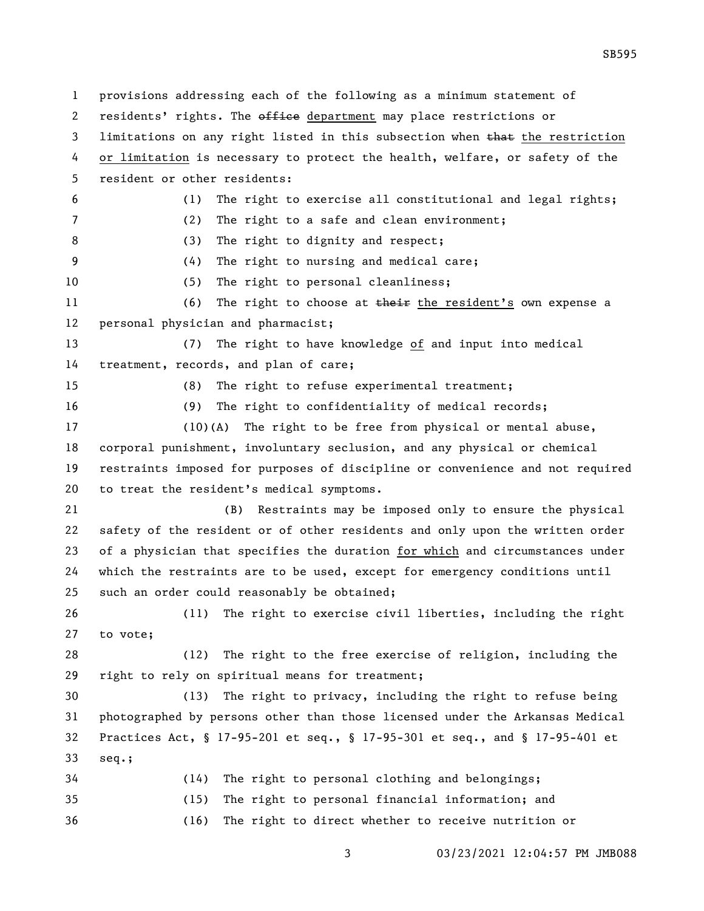provisions addressing each of the following as a minimum statement of residents' rights. The ~~office~~ department may place restrictions or limitations on any right listed in this subsection when ~~that~~ the restriction or limitation is necessary to protect the health, welfare, or safety of the resident or other residents:

(1) The right to exercise all constitutional and legal rights;

(2) The right to a safe and clean environment;

(3) The right to dignity and respect;

(4) The right to nursing and medical care;

(5) The right to personal cleanliness;

(6) The right to choose at ~~their~~ the resident's own expense a personal physician and pharmacist;

(7) The right to have knowledge of and input into medical treatment, records, and plan of care;

(8) The right to refuse experimental treatment;

(9) The right to confidentiality of medical records;

(10)(A) The right to be free from physical or mental abuse, corporal punishment, involuntary seclusion, and any physical or chemical restraints imposed for purposes of discipline or convenience and not required to treat the resident's medical symptoms.

(B) Restraints may be imposed only to ensure the physical safety of the resident or of other residents and only upon the written order of a physician that specifies the duration for which and circumstances under which the restraints are to be used, except for emergency conditions until such an order could reasonably be obtained;

(11) The right to exercise civil liberties, including the right to vote;

(12) The right to the free exercise of religion, including the right to rely on spiritual means for treatment;

(13) The right to privacy, including the right to refuse being photographed by persons other than those licensed under the Arkansas Medical Practices Act, § 17-95-201 et seq., § 17-95-301 et seq., and § 17-95-401 et seq.;

(14) The right to personal clothing and belongings;

(15) The right to personal financial information; and

(16) The right to direct whether to receive nutrition or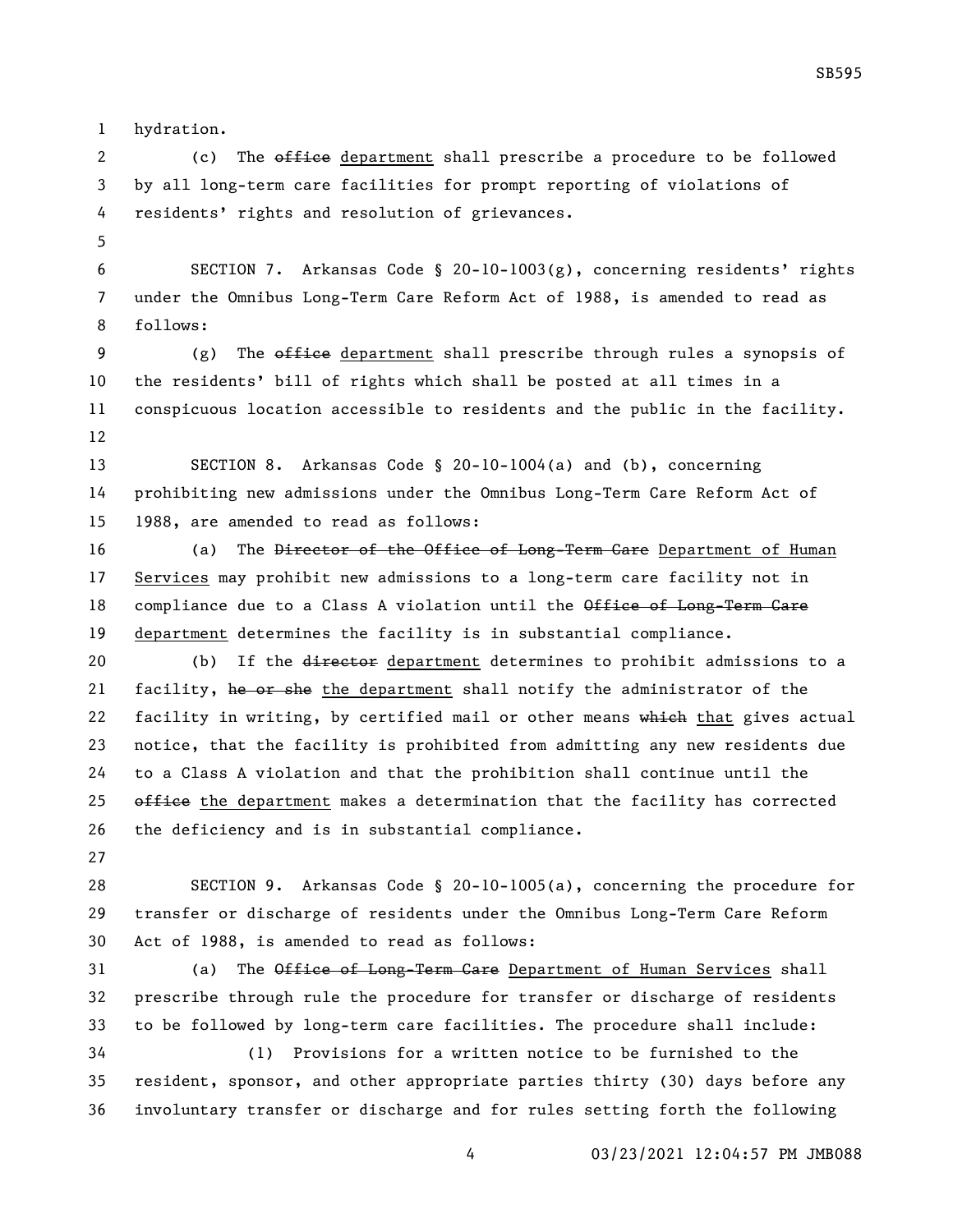hydration.

(c) The ~~office~~ department shall prescribe a procedure to be followed by all long-term care facilities for prompt reporting of violations of residents' rights and resolution of grievances.

SECTION 7. Arkansas Code § 20-10-1003(g), concerning residents' rights under the Omnibus Long-Term Care Reform Act of 1988, is amended to read as follows:

(g) The ~~office~~ department shall prescribe through rules a synopsis of the residents' bill of rights which shall be posted at all times in a conspicuous location accessible to residents and the public in the facility.

SECTION 8. Arkansas Code § 20-10-1004(a) and (b), concerning prohibiting new admissions under the Omnibus Long-Term Care Reform Act of 1988, are amended to read as follows:

(a) The ~~Director of the Office of Long-Term Care~~ Department of Human Services may prohibit new admissions to a long-term care facility not in compliance due to a Class A violation until the ~~Office of Long-Term Care~~ department determines the facility is in substantial compliance.

(b) If the ~~director~~ department determines to prohibit admissions to a facility, ~~he or she~~ the department shall notify the administrator of the facility in writing, by certified mail or other means ~~which~~ that gives actual notice, that the facility is prohibited from admitting any new residents due to a Class A violation and that the prohibition shall continue until the ~~office~~ the department makes a determination that the facility has corrected the deficiency and is in substantial compliance.

SECTION 9. Arkansas Code § 20-10-1005(a), concerning the procedure for transfer or discharge of residents under the Omnibus Long-Term Care Reform Act of 1988, is amended to read as follows:

(a) The ~~Office of Long-Term Care~~ Department of Human Services shall prescribe through rule the procedure for transfer or discharge of residents to be followed by long-term care facilities. The procedure shall include:

(1) Provisions for a written notice to be furnished to the resident, sponsor, and other appropriate parties thirty (30) days before any involuntary transfer or discharge and for rules setting forth the following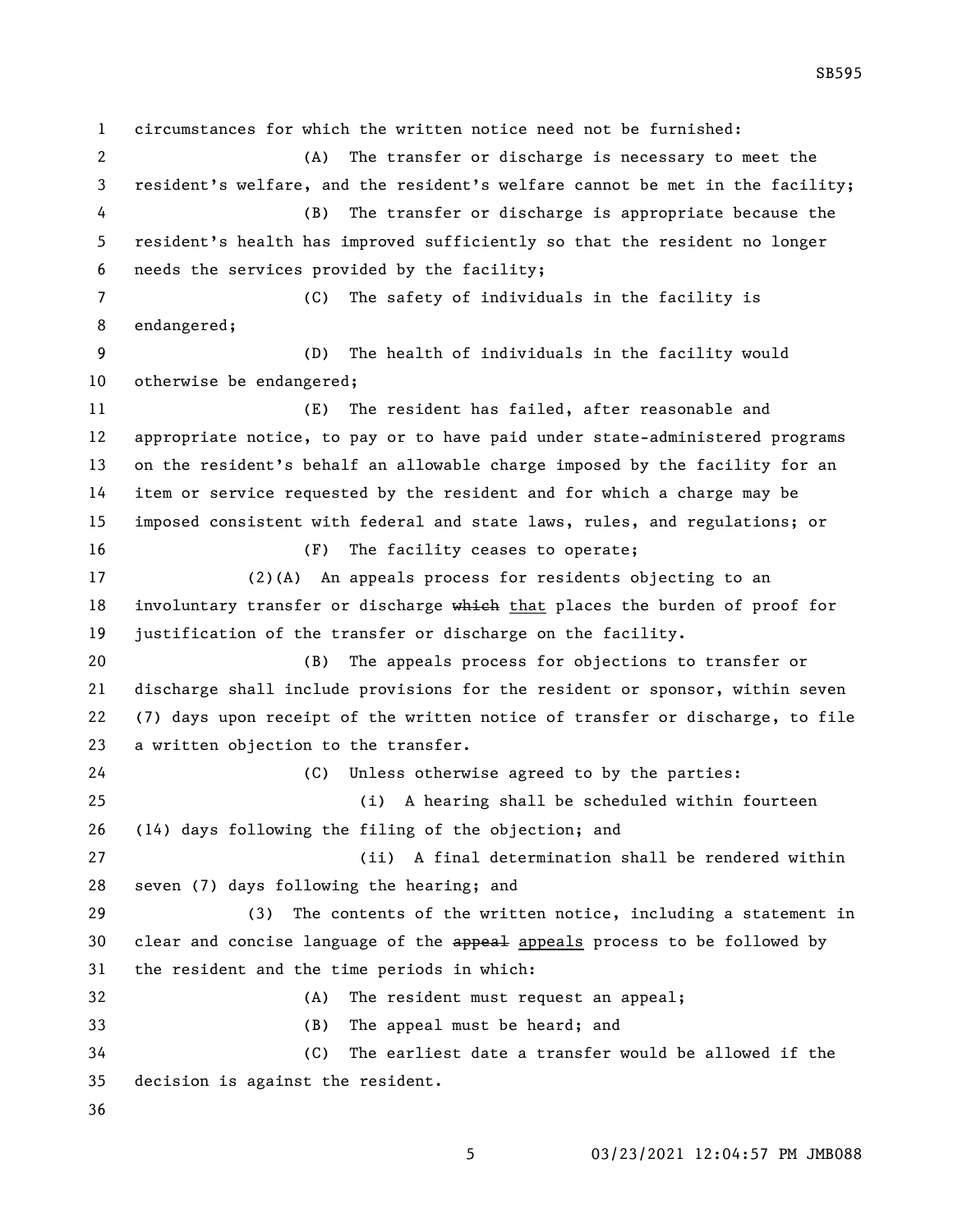circumstances for which the written notice need not be furnished:

(A) The transfer or discharge is necessary to meet the resident's welfare, and the resident's welfare cannot be met in the facility;

(B) The transfer or discharge is appropriate because the resident's health has improved sufficiently so that the resident no longer needs the services provided by the facility;

(C) The safety of individuals in the facility is endangered;

(D) The health of individuals in the facility would otherwise be endangered;

(E) The resident has failed, after reasonable and appropriate notice, to pay or to have paid under state-administered programs on the resident's behalf an allowable charge imposed by the facility for an item or service requested by the resident and for which a charge may be imposed consistent with federal and state laws, rules, and regulations; or

(F) The facility ceases to operate;

(2)(A) An appeals process for residents objecting to an involuntary transfer or discharge ~~which~~ that places the burden of proof for justification of the transfer or discharge on the facility.

(B) The appeals process for objections to transfer or discharge shall include provisions for the resident or sponsor, within seven (7) days upon receipt of the written notice of transfer or discharge, to file a written objection to the transfer.

(C) Unless otherwise agreed to by the parties:

(i) A hearing shall be scheduled within fourteen (14) days following the filing of the objection; and

(ii) A final determination shall be rendered within seven (7) days following the hearing; and

(3) The contents of the written notice, including a statement in clear and concise language of the ~~appeal~~ appeals process to be followed by the resident and the time periods in which:

(A) The resident must request an appeal;

(B) The appeal must be heard; and

(C) The earliest date a transfer would be allowed if the decision is against the resident.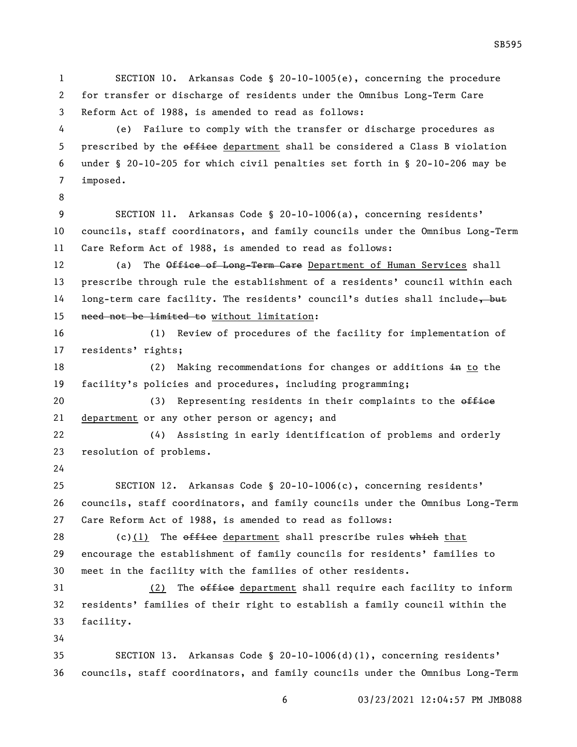SECTION 10. Arkansas Code § 20-10-1005(e), concerning the procedure for transfer or discharge of residents under the Omnibus Long-Term Care Reform Act of 1988, is amended to read as follows:

(e) Failure to comply with the transfer or discharge procedures as prescribed by the ~~office~~ department shall be considered a Class B violation under § 20-10-205 for which civil penalties set forth in § 20-10-206 may be imposed.

SECTION 11. Arkansas Code § 20-10-1006(a), concerning residents' councils, staff coordinators, and family councils under the Omnibus Long-Term Care Reform Act of 1988, is amended to read as follows:

(a) The ~~Office of Long-Term Care~~ Department of Human Services shall prescribe through rule the establishment of a residents' council within each long-term care facility. The residents' council's duties shall include~~, but need not be limited to~~ without limitation:

(1) Review of procedures of the facility for implementation of residents' rights;

(2) Making recommendations for changes or additions ~~in~~ to the facility's policies and procedures, including programming;

(3) Representing residents in their complaints to the ~~office~~ department or any other person or agency; and

(4) Assisting in early identification of problems and orderly resolution of problems.

SECTION 12. Arkansas Code § 20-10-1006(c), concerning residents' councils, staff coordinators, and family councils under the Omnibus Long-Term Care Reform Act of 1988, is amended to read as follows:

(c)(1) The ~~office~~ department shall prescribe rules ~~which~~ that encourage the establishment of family councils for residents' families to meet in the facility with the families of other residents.

(2) The ~~office~~ department shall require each facility to inform residents' families of their right to establish a family council within the facility.

SECTION 13. Arkansas Code § 20-10-1006(d)(1), concerning residents' councils, staff coordinators, and family councils under the Omnibus Long-Term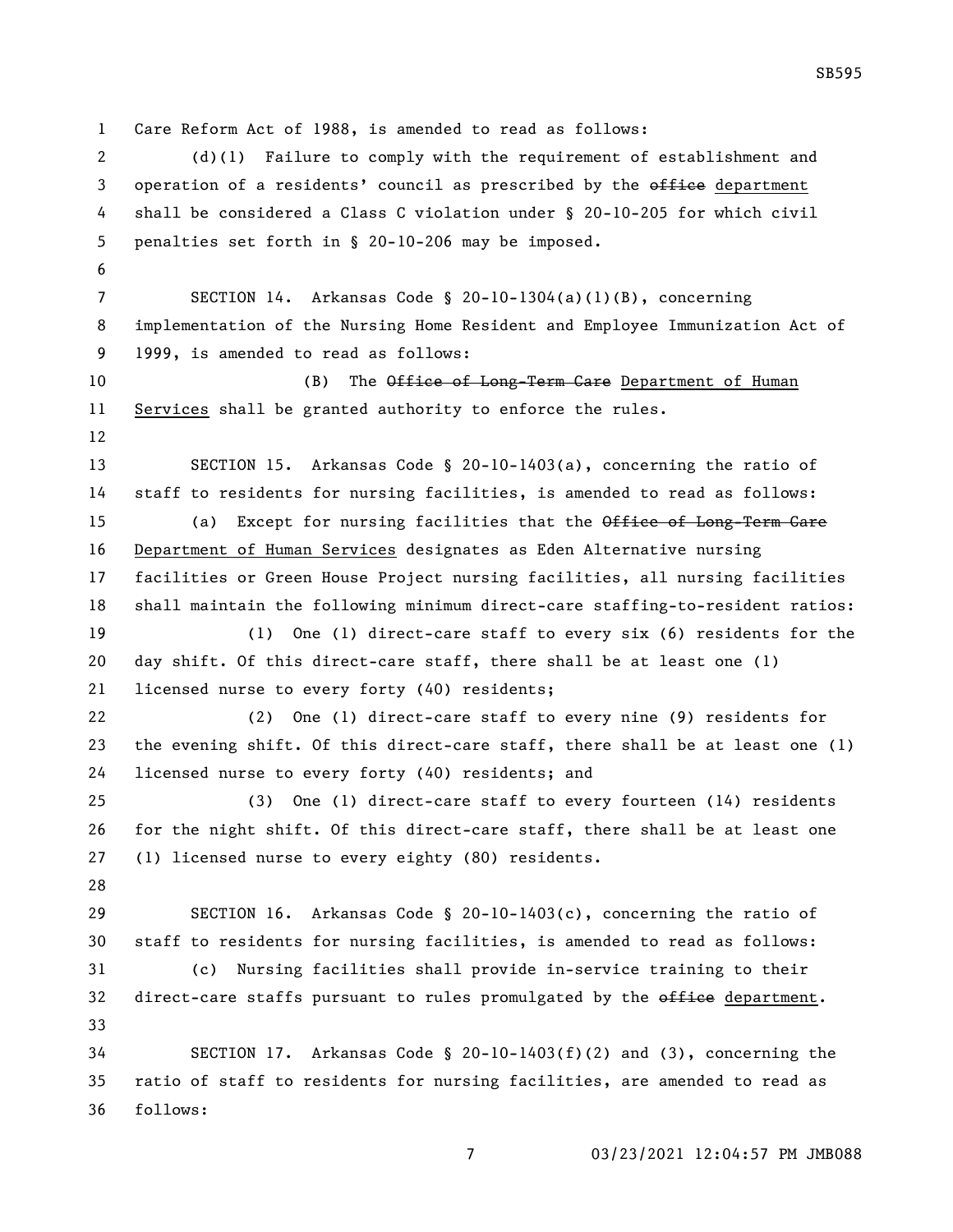Care Reform Act of 1988, is amended to read as follows:

(d)(1) Failure to comply with the requirement of establishment and operation of a residents' council as prescribed by the ~~office~~ department shall be considered a Class C violation under § 20-10-205 for which civil penalties set forth in § 20-10-206 may be imposed.

SECTION 14. Arkansas Code § 20-10-1304(a)(1)(B), concerning implementation of the Nursing Home Resident and Employee Immunization Act of 1999, is amended to read as follows:

(B) The ~~Office of Long-Term Care~~ Department of Human Services shall be granted authority to enforce the rules.

SECTION 15. Arkansas Code § 20-10-1403(a), concerning the ratio of staff to residents for nursing facilities, is amended to read as follows:

(a) Except for nursing facilities that the ~~Office of Long-Term Care~~ Department of Human Services designates as Eden Alternative nursing facilities or Green House Project nursing facilities, all nursing facilities shall maintain the following minimum direct-care staffing-to-resident ratios:

(1) One (1) direct-care staff to every six (6) residents for the day shift. Of this direct-care staff, there shall be at least one (1) licensed nurse to every forty (40) residents;

(2) One (1) direct-care staff to every nine (9) residents for the evening shift. Of this direct-care staff, there shall be at least one (1) licensed nurse to every forty (40) residents; and

(3) One (1) direct-care staff to every fourteen (14) residents for the night shift. Of this direct-care staff, there shall be at least one (1) licensed nurse to every eighty (80) residents.

SECTION 16. Arkansas Code § 20-10-1403(c), concerning the ratio of staff to residents for nursing facilities, is amended to read as follows:

(c) Nursing facilities shall provide in-service training to their direct-care staffs pursuant to rules promulgated by the ~~office~~ department.

SECTION 17. Arkansas Code § 20-10-1403(f)(2) and (3), concerning the ratio of staff to residents for nursing facilities, are amended to read as follows: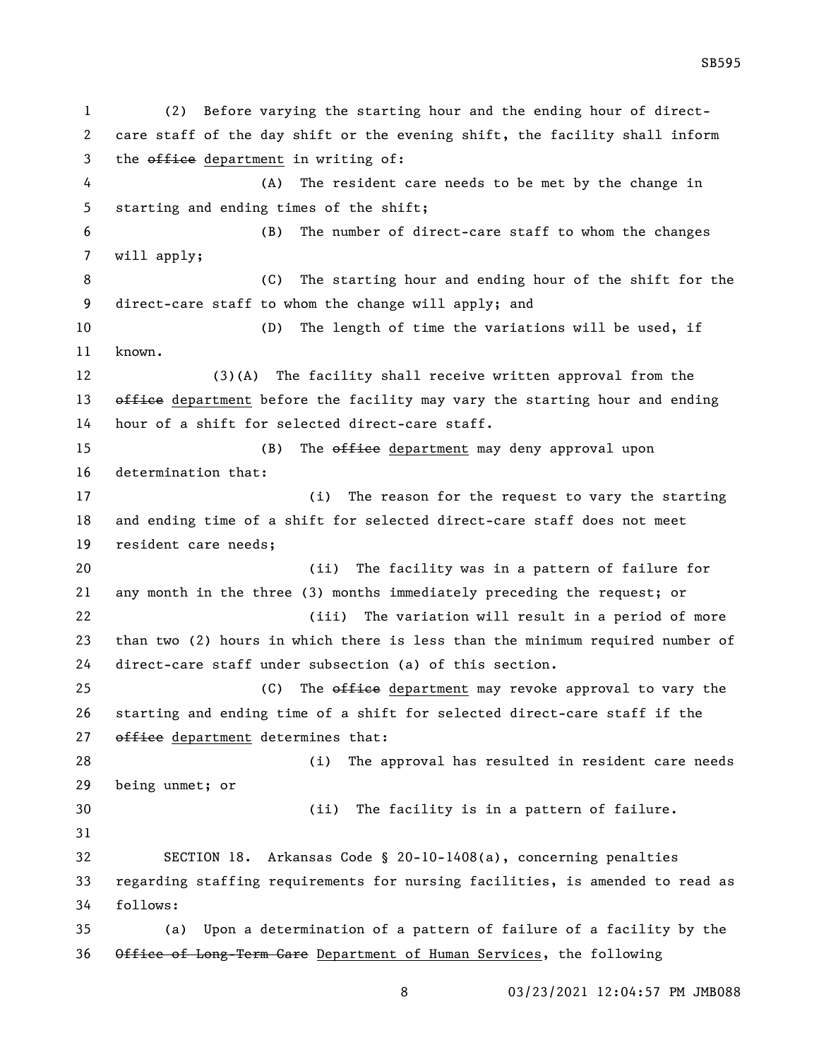(2) Before varying the starting hour and the ending hour of direct-care staff of the day shift or the evening shift, the facility shall inform the ~~office~~ department in writing of:

(A) The resident care needs to be met by the change in starting and ending times of the shift;

(B) The number of direct-care staff to whom the changes will apply;

(C) The starting hour and ending hour of the shift for the direct-care staff to whom the change will apply; and

(D) The length of time the variations will be used, if known.

(3)(A) The facility shall receive written approval from the ~~office~~ department before the facility may vary the starting hour and ending hour of a shift for selected direct-care staff.

(B) The ~~office~~ department may deny approval upon determination that:

(i) The reason for the request to vary the starting and ending time of a shift for selected direct-care staff does not meet resident care needs;

(ii) The facility was in a pattern of failure for any month in the three (3) months immediately preceding the request; or

(iii) The variation will result in a period of more than two (2) hours in which there is less than the minimum required number of direct-care staff under subsection (a) of this section.

(C) The ~~office~~ department may revoke approval to vary the starting and ending time of a shift for selected direct-care staff if the ~~office~~ department determines that:

(i) The approval has resulted in resident care needs being unmet; or

(ii) The facility is in a pattern of failure.

SECTION 18. Arkansas Code § 20-10-1408(a), concerning penalties regarding staffing requirements for nursing facilities, is amended to read as follows:

(a) Upon a determination of a pattern of failure of a facility by the ~~Office of Long-Term Care~~ Department of Human Services, the following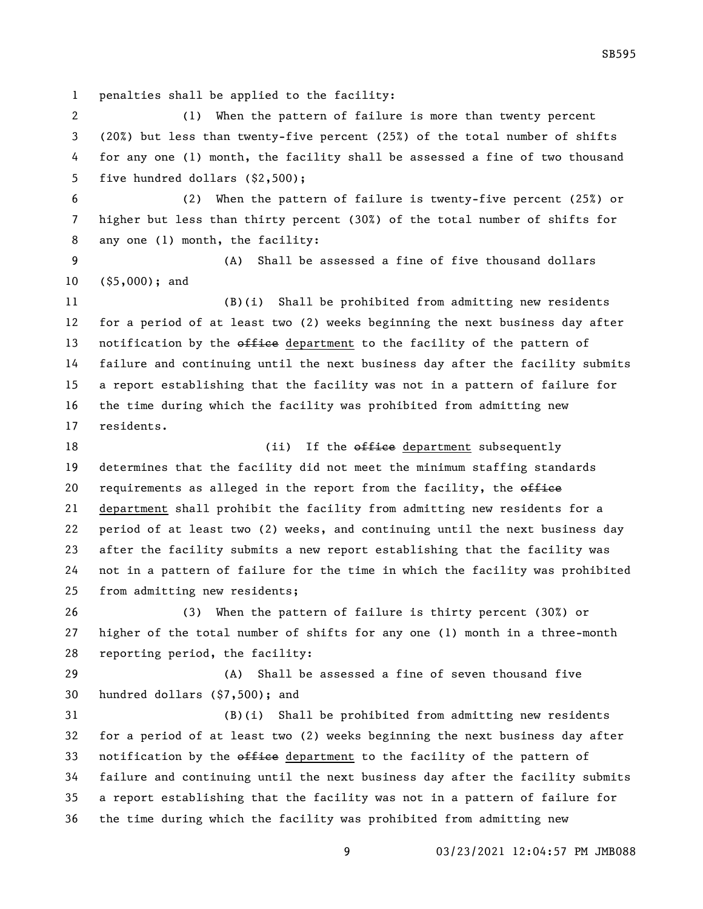penalties shall be applied to the facility:

(1) When the pattern of failure is more than twenty percent (20%) but less than twenty-five percent (25%) of the total number of shifts for any one (1) month, the facility shall be assessed a fine of two thousand five hundred dollars ($2,500);

(2) When the pattern of failure is twenty-five percent (25%) or higher but less than thirty percent (30%) of the total number of shifts for any one (1) month, the facility:

(A) Shall be assessed a fine of five thousand dollars ($5,000); and

(B)(i) Shall be prohibited from admitting new residents for a period of at least two (2) weeks beginning the next business day after notification by the ~~office~~ department to the facility of the pattern of failure and continuing until the next business day after the facility submits a report establishing that the facility was not in a pattern of failure for the time during which the facility was prohibited from admitting new residents.

(ii) If the ~~office~~ department subsequently determines that the facility did not meet the minimum staffing standards requirements as alleged in the report from the facility, the ~~office~~ department shall prohibit the facility from admitting new residents for a period of at least two (2) weeks, and continuing until the next business day after the facility submits a new report establishing that the facility was not in a pattern of failure for the time in which the facility was prohibited from admitting new residents;

(3) When the pattern of failure is thirty percent (30%) or higher of the total number of shifts for any one (1) month in a three-month reporting period, the facility:

(A) Shall be assessed a fine of seven thousand five hundred dollars ($7,500); and

(B)(i) Shall be prohibited from admitting new residents for a period of at least two (2) weeks beginning the next business day after notification by the ~~office~~ department to the facility of the pattern of failure and continuing until the next business day after the facility submits a report establishing that the facility was not in a pattern of failure for the time during which the facility was prohibited from admitting new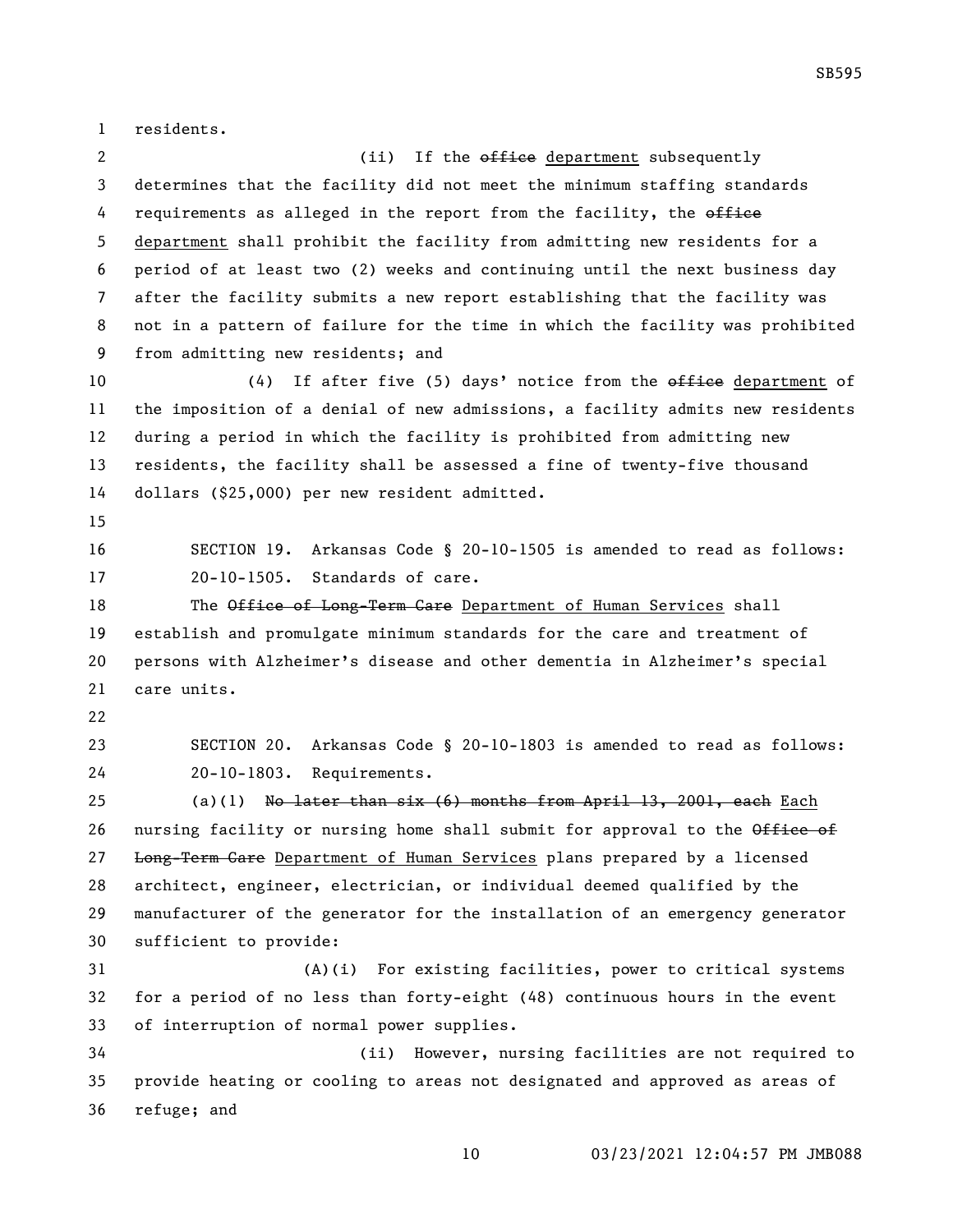residents.

(ii) If the ~~office~~ department subsequently determines that the facility did not meet the minimum staffing standards requirements as alleged in the report from the facility, the ~~office~~ department shall prohibit the facility from admitting new residents for a period of at least two (2) weeks and continuing until the next business day after the facility submits a new report establishing that the facility was not in a pattern of failure for the time in which the facility was prohibited from admitting new residents; and

(4) If after five (5) days' notice from the ~~office~~ department of the imposition of a denial of new admissions, a facility admits new residents during a period in which the facility is prohibited from admitting new residents, the facility shall be assessed a fine of twenty-five thousand dollars ($25,000) per new resident admitted.

SECTION 19. Arkansas Code § 20-10-1505 is amended to read as follows:

20-10-1505. Standards of care.

The ~~Office of Long-Term Care~~ Department of Human Services shall establish and promulgate minimum standards for the care and treatment of persons with Alzheimer's disease and other dementia in Alzheimer's special care units.

SECTION 20. Arkansas Code § 20-10-1803 is amended to read as follows:

20-10-1803. Requirements.

(a)(1) ~~No later than six (6) months from April 13, 2001, each~~ Each nursing facility or nursing home shall submit for approval to the ~~Office of Long-Term Care~~ Department of Human Services plans prepared by a licensed architect, engineer, electrician, or individual deemed qualified by the manufacturer of the generator for the installation of an emergency generator sufficient to provide:

(A)(i) For existing facilities, power to critical systems for a period of no less than forty-eight (48) continuous hours in the event of interruption of normal power supplies.

(ii) However, nursing facilities are not required to provide heating or cooling to areas not designated and approved as areas of refuge; and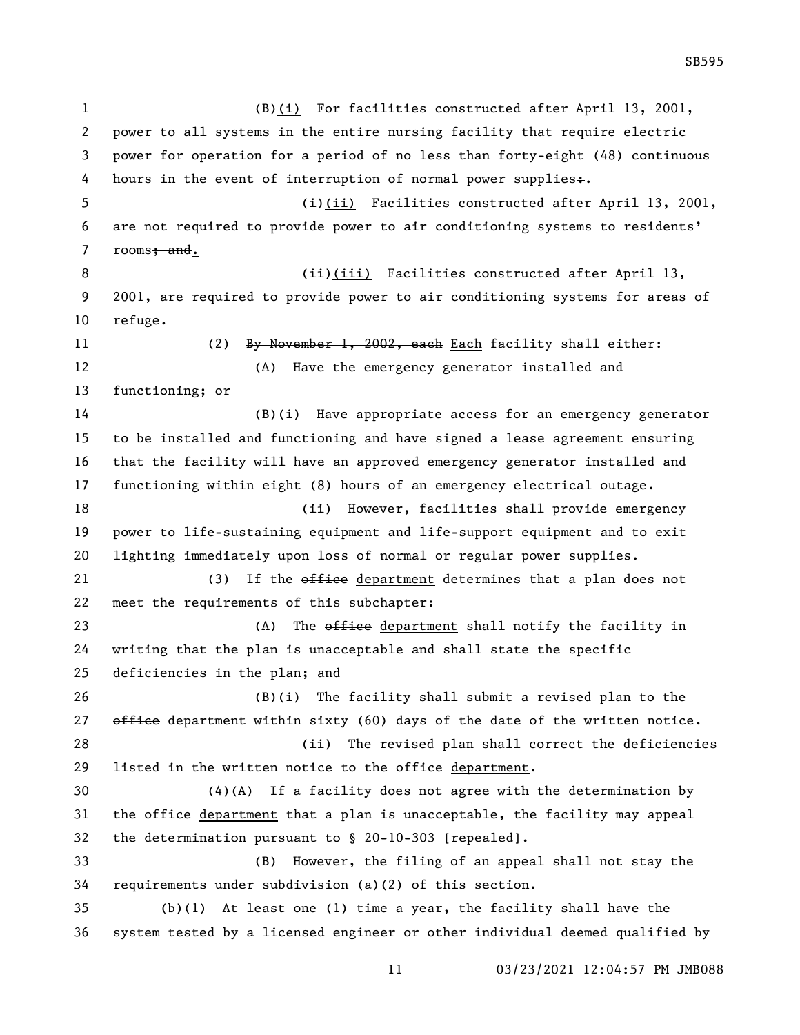(B)(i) For facilities constructed after April 13, 2001, power to all systems in the entire nursing facility that require electric power for operation for a period of no less than forty-eight (48) continuous hours in the event of interruption of normal power supplies;.

~~(i)~~(ii) Facilities constructed after April 13, 2001, are not required to provide power to air conditioning systems to residents' rooms~~; and~~.

~~(ii)~~(iii) Facilities constructed after April 13, 2001, are required to provide power to air conditioning systems for areas of refuge.

(2) ~~By November 1, 2002, each~~ Each facility shall either:

(A) Have the emergency generator installed and functioning; or

(B)(i) Have appropriate access for an emergency generator to be installed and functioning and have signed a lease agreement ensuring that the facility will have an approved emergency generator installed and functioning within eight (8) hours of an emergency electrical outage.

(ii) However, facilities shall provide emergency power to life-sustaining equipment and life-support equipment and to exit lighting immediately upon loss of normal or regular power supplies.

(3) If the ~~office~~ department determines that a plan does not meet the requirements of this subchapter:

(A) The ~~office~~ department shall notify the facility in writing that the plan is unacceptable and shall state the specific deficiencies in the plan; and

(B)(i) The facility shall submit a revised plan to the ~~office~~ department within sixty (60) days of the date of the written notice.

(ii) The revised plan shall correct the deficiencies listed in the written notice to the ~~office~~ department.

(4)(A) If a facility does not agree with the determination by the ~~office~~ department that a plan is unacceptable, the facility may appeal the determination pursuant to § 20-10-303 [repealed].

(B) However, the filing of an appeal shall not stay the requirements under subdivision (a)(2) of this section.

(b)(1) At least one (1) time a year, the facility shall have the system tested by a licensed engineer or other individual deemed qualified by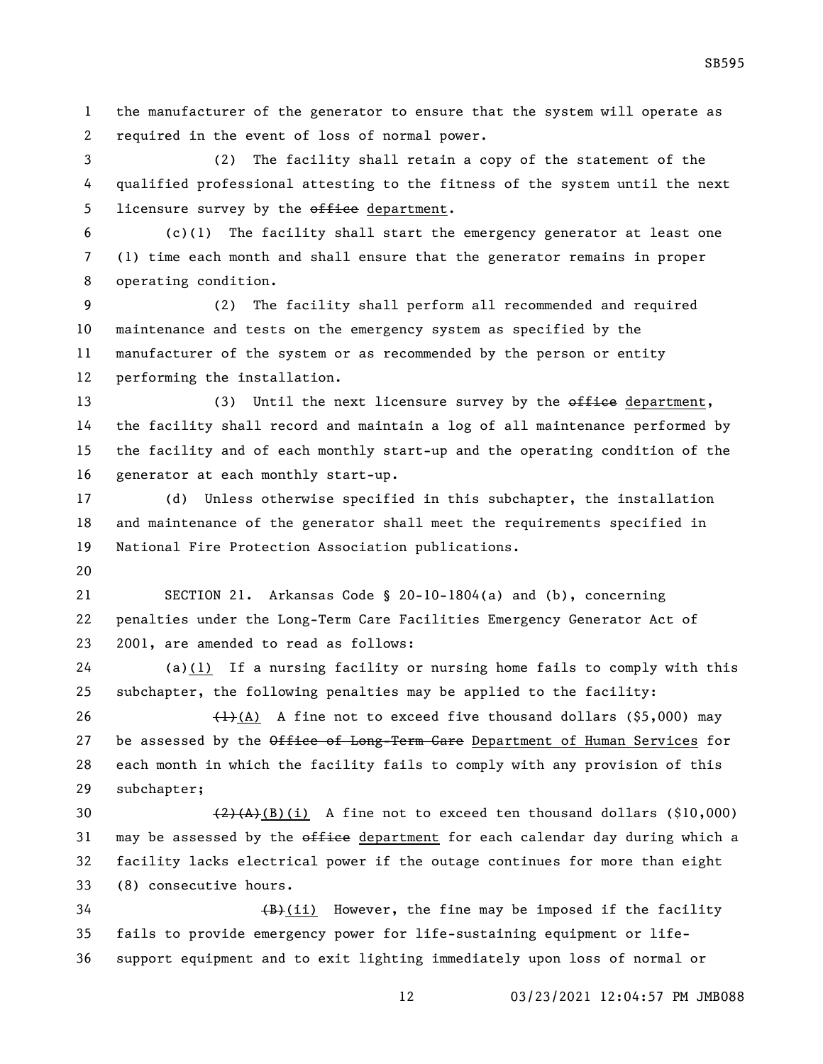the manufacturer of the generator to ensure that the system will operate as required in the event of loss of normal power.

(2) The facility shall retain a copy of the statement of the qualified professional attesting to the fitness of the system until the next licensure survey by the ~~office~~ department.

(c)(1) The facility shall start the emergency generator at least one (1) time each month and shall ensure that the generator remains in proper operating condition.

(2) The facility shall perform all recommended and required maintenance and tests on the emergency system as specified by the manufacturer of the system or as recommended by the person or entity performing the installation.

(3) Until the next licensure survey by the ~~office~~ department, the facility shall record and maintain a log of all maintenance performed by the facility and of each monthly start-up and the operating condition of the generator at each monthly start-up.

(d) Unless otherwise specified in this subchapter, the installation and maintenance of the generator shall meet the requirements specified in National Fire Protection Association publications.

SECTION 21. Arkansas Code § 20-10-1804(a) and (b), concerning penalties under the Long-Term Care Facilities Emergency Generator Act of 2001, are amended to read as follows:

(a)(1) If a nursing facility or nursing home fails to comply with this subchapter, the following penalties may be applied to the facility:

~~(1)~~(A) A fine not to exceed five thousand dollars ($5,000) may be assessed by the ~~Office of Long-Term Care~~ Department of Human Services for each month in which the facility fails to comply with any provision of this subchapter;

~~(2)(A)~~(B)(i) A fine not to exceed ten thousand dollars ($10,000) may be assessed by the ~~office~~ department for each calendar day during which a facility lacks electrical power if the outage continues for more than eight (8) consecutive hours.

~~(B)~~(ii) However, the fine may be imposed if the facility fails to provide emergency power for life-sustaining equipment or life-support equipment and to exit lighting immediately upon loss of normal or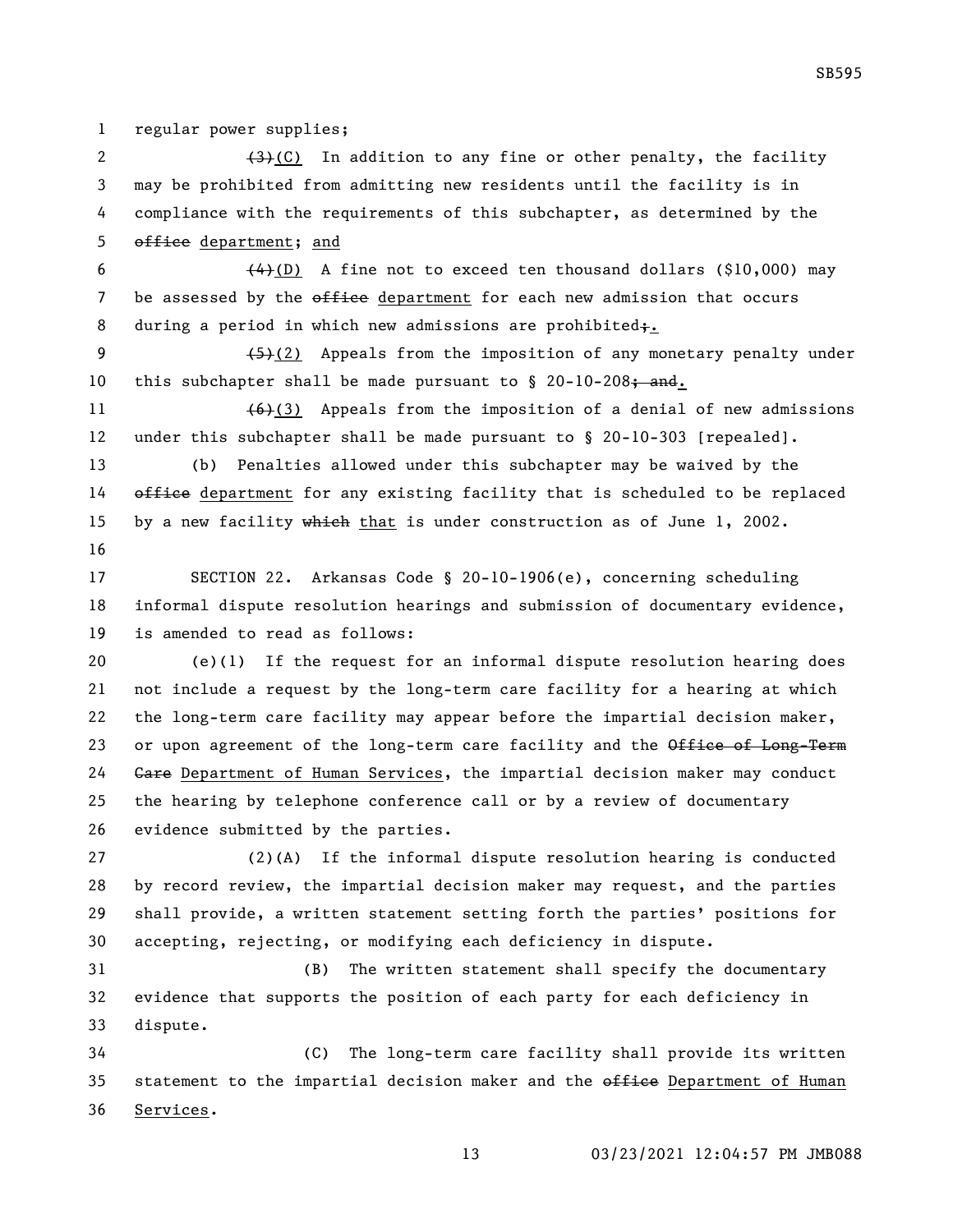regular power supplies;

~~(3)~~(C) In addition to any fine or other penalty, the facility may be prohibited from admitting new residents until the facility is in compliance with the requirements of this subchapter, as determined by the ~~office~~ department; and

~~(4)~~(D) A fine not to exceed ten thousand dollars ($10,000) may be assessed by the ~~office~~ department for each new admission that occurs during a period in which new admissions are prohibited~~;~~.

~~(5)~~(2) Appeals from the imposition of any monetary penalty under this subchapter shall be made pursuant to § 20-10-208~~; and~~.

~~(6)~~(3) Appeals from the imposition of a denial of new admissions under this subchapter shall be made pursuant to § 20-10-303 [repealed].

(b) Penalties allowed under this subchapter may be waived by the ~~office~~ department for any existing facility that is scheduled to be replaced by a new facility ~~which~~ that is under construction as of June 1, 2002.

SECTION 22. Arkansas Code § 20-10-1906(e), concerning scheduling informal dispute resolution hearings and submission of documentary evidence, is amended to read as follows:

(e)(1) If the request for an informal dispute resolution hearing does not include a request by the long-term care facility for a hearing at which the long-term care facility may appear before the impartial decision maker, or upon agreement of the long-term care facility and the ~~Office of Long-Term Care~~ Department of Human Services, the impartial decision maker may conduct the hearing by telephone conference call or by a review of documentary evidence submitted by the parties.

(2)(A) If the informal dispute resolution hearing is conducted by record review, the impartial decision maker may request, and the parties shall provide, a written statement setting forth the parties' positions for accepting, rejecting, or modifying each deficiency in dispute.

(B) The written statement shall specify the documentary evidence that supports the position of each party for each deficiency in dispute.

(C) The long-term care facility shall provide its written statement to the impartial decision maker and the ~~office~~ Department of Human Services.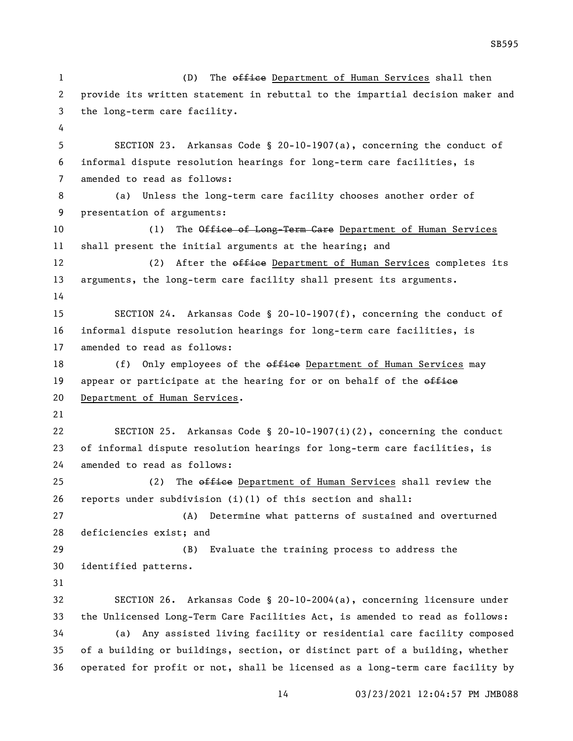(D) The ~~office~~ Department of Human Services shall then provide its written statement in rebuttal to the impartial decision maker and the long-term care facility.

SECTION 23. Arkansas Code § 20-10-1907(a), concerning the conduct of informal dispute resolution hearings for long-term care facilities, is amended to read as follows:

(a) Unless the long-term care facility chooses another order of presentation of arguments:

(1) The ~~Office of Long-Term Care~~ Department of Human Services shall present the initial arguments at the hearing; and

(2) After the ~~office~~ Department of Human Services completes its arguments, the long-term care facility shall present its arguments.

SECTION 24. Arkansas Code § 20-10-1907(f), concerning the conduct of informal dispute resolution hearings for long-term care facilities, is amended to read as follows:

(f) Only employees of the ~~office~~ Department of Human Services may appear or participate at the hearing for or on behalf of the ~~office~~ Department of Human Services.

SECTION 25. Arkansas Code § 20-10-1907(i)(2), concerning the conduct of informal dispute resolution hearings for long-term care facilities, is amended to read as follows:

(2) The ~~office~~ Department of Human Services shall review the reports under subdivision (i)(1) of this section and shall:

(A) Determine what patterns of sustained and overturned deficiencies exist; and

(B) Evaluate the training process to address the identified patterns.

SECTION 26. Arkansas Code § 20-10-2004(a), concerning licensure under the Unlicensed Long-Term Care Facilities Act, is amended to read as follows:

(a) Any assisted living facility or residential care facility composed of a building or buildings, section, or distinct part of a building, whether operated for profit or not, shall be licensed as a long-term care facility by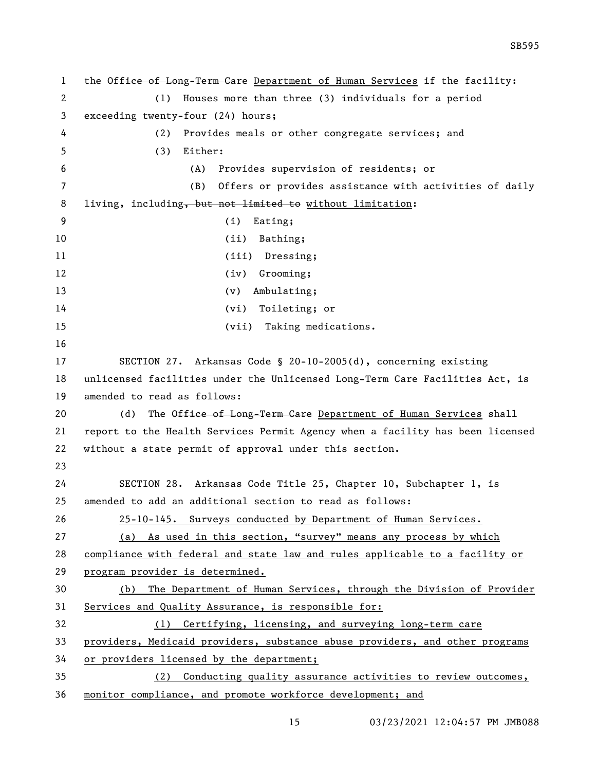the ~~Office of Long-Term Care~~ Department of Human Services if the facility:

(1) Houses more than three (3) individuals for a period exceeding twenty-four (24) hours;

(2) Provides meals or other congregate services; and

(3) Either:

(A) Provides supervision of residents; or

(B) Offers or provides assistance with activities of daily living, including~~, but not limited to~~ without limitation:

(i) Eating;

(ii) Bathing;

(iii) Dressing;

(iv) Grooming;

(v) Ambulating;

(vi) Toileting; or

(vii) Taking medications.

SECTION 27. Arkansas Code § 20-10-2005(d), concerning existing unlicensed facilities under the Unlicensed Long-Term Care Facilities Act, is amended to read as follows:

(d) The ~~Office of Long-Term Care~~ Department of Human Services shall report to the Health Services Permit Agency when a facility has been licensed without a state permit of approval under this section.

SECTION 28. Arkansas Code Title 25, Chapter 10, Subchapter 1, is amended to add an additional section to read as follows:

25-10-145. Surveys conducted by Department of Human Services.

(a) As used in this section, "survey" means any process by which compliance with federal and state law and rules applicable to a facility or program provider is determined.

(b) The Department of Human Services, through the Division of Provider Services and Quality Assurance, is responsible for:

(1) Certifying, licensing, and surveying long-term care providers, Medicaid providers, substance abuse providers, and other programs or providers licensed by the department;

(2) Conducting quality assurance activities to review outcomes, monitor compliance, and promote workforce development; and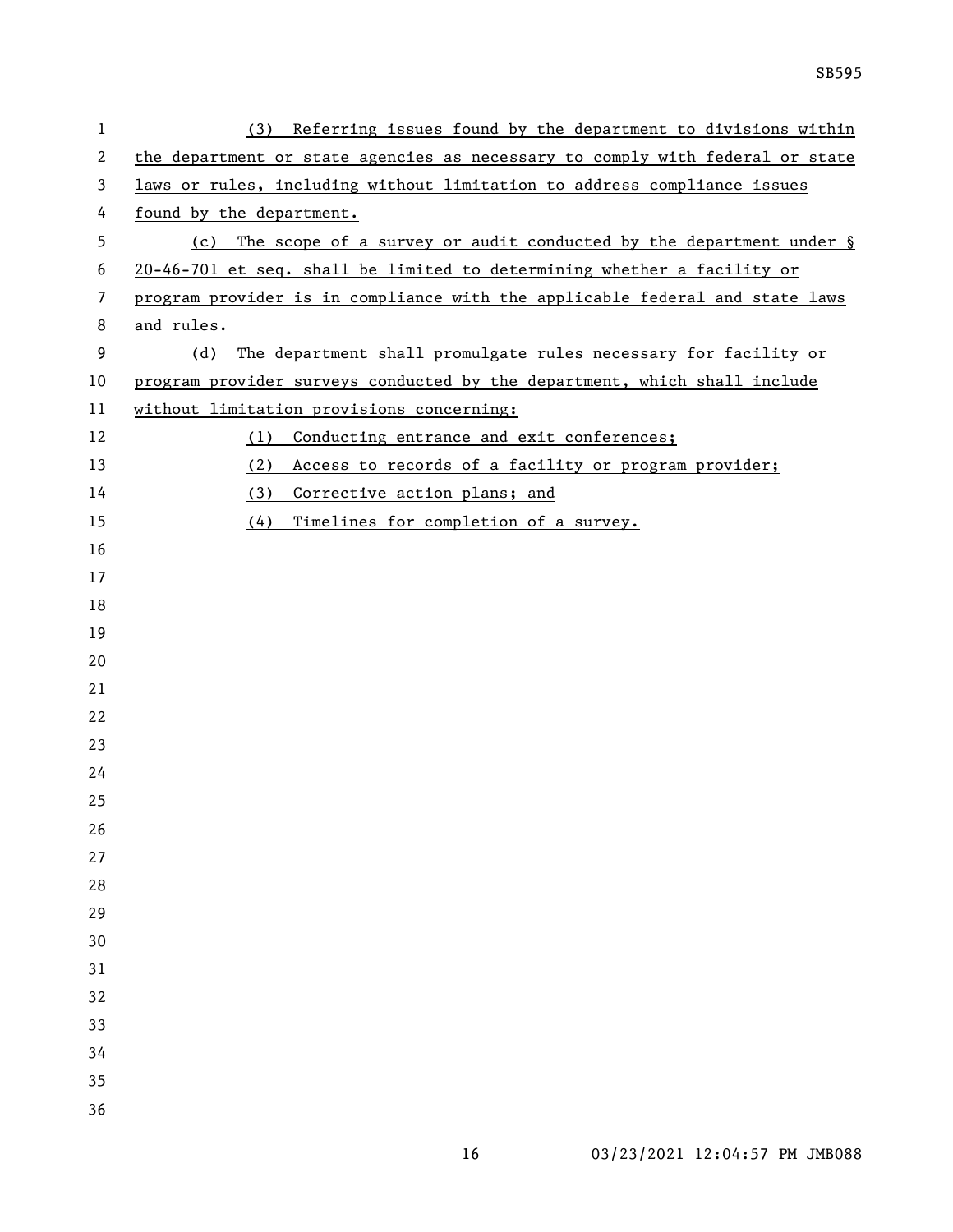(3) Referring issues found by the department to divisions within the department or state agencies as necessary to comply with federal or state laws or rules, including without limitation to address compliance issues found by the department.

(c) The scope of a survey or audit conducted by the department under § 20-46-701 et seq. shall be limited to determining whether a facility or program provider is in compliance with the applicable federal and state laws and rules.

(d) The department shall promulgate rules necessary for facility or program provider surveys conducted by the department, which shall include without limitation provisions concerning:

(1) Conducting entrance and exit conferences;

(2) Access to records of a facility or program provider;

(3) Corrective action plans; and

(4) Timelines for completion of a survey.